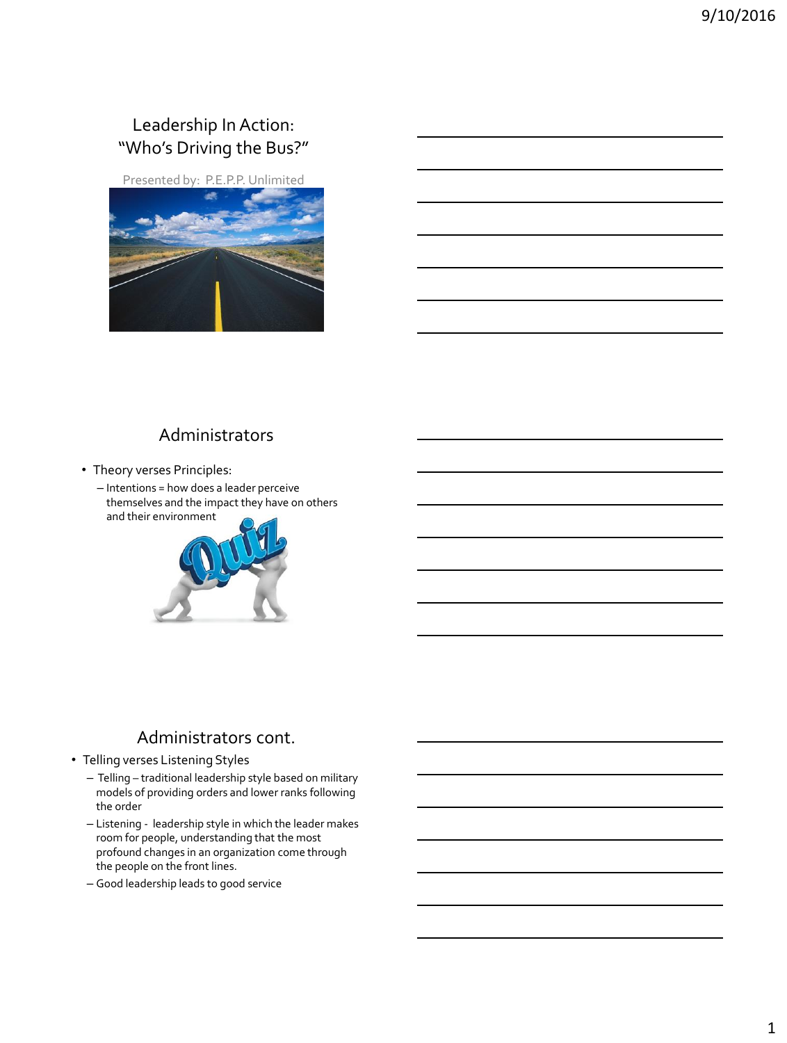## Leadership In Action: "Who's Driving the Bus?"

Presented by: P.E.P.P. Unlimited

## Administrators

- Theory verses Principles:
  - Intentions = how does a leader perceive themselves and the impact they have on others and their environment

## Administrators cont.

- Telling verses Listening Styles
  - Telling – traditional leadership style based on military models of providing orders and lower ranks following the order
  - Listening - leadership style in which the leader makes room for people, understanding that the most profound changes in an organization come through the people on the front lines.
  - Good leadership leads to good service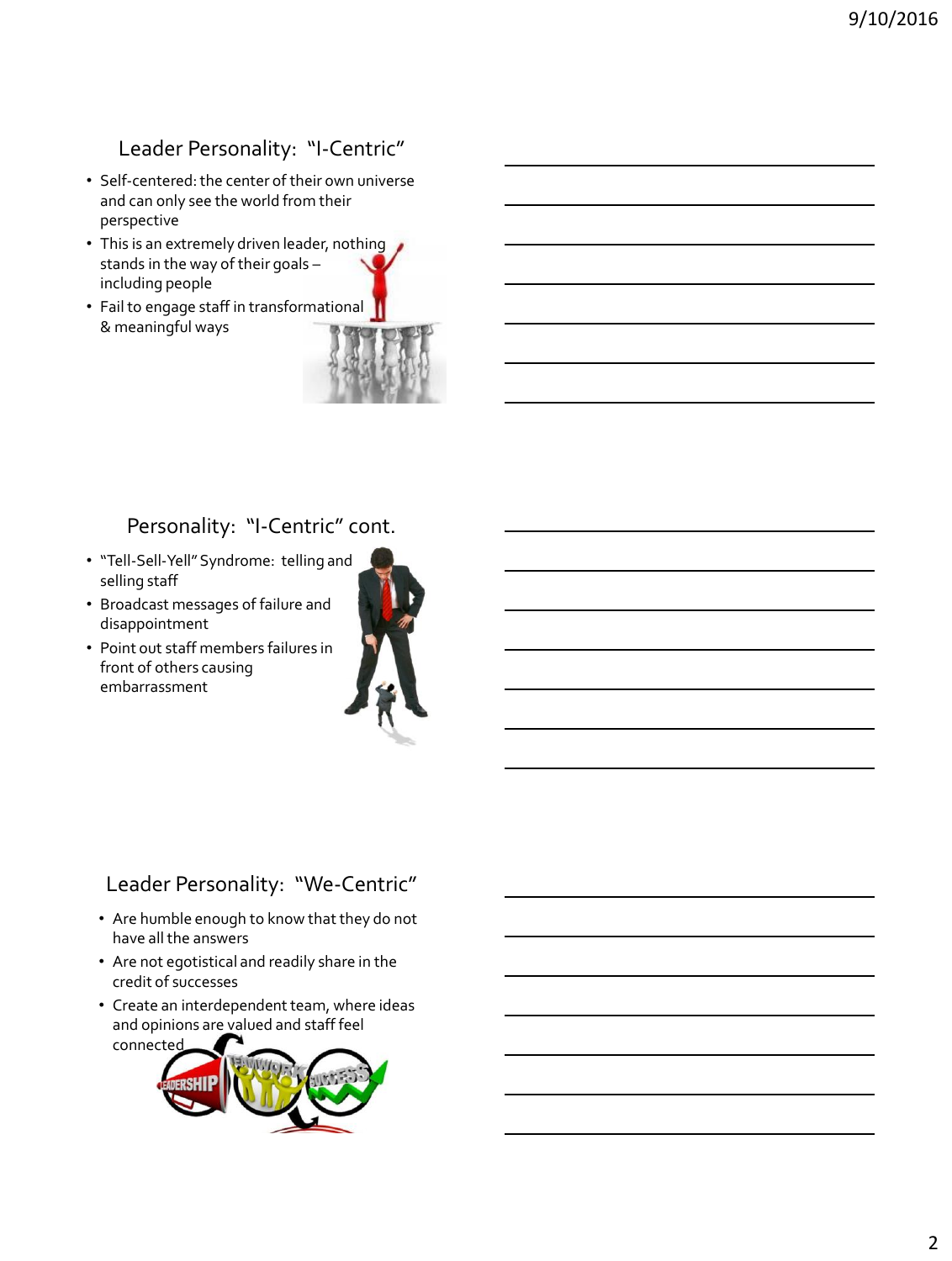## Leader Personality: "I-Centric"

- Self-centered: the center of their own universe and can only see the world from their perspective
- This is an extremely driven leader, nothing stands in the way of their goals – including people
- Fail to engage staff in transformational & meaningful ways

## Personality: "I-Centric" cont.

- "Tell-Sell-Yell" Syndrome: telling and selling staff
- Broadcast messages of failure and disappointment
- Point out staff members failures in front of others causing embarrassment

## Leader Personality: "We-Centric"

- Are humble enough to know that they do not have all the answers
- Are not egotistical and readily share in the credit of successes
- Create an interdependent team, where ideas and opinions are valued and staff feel connected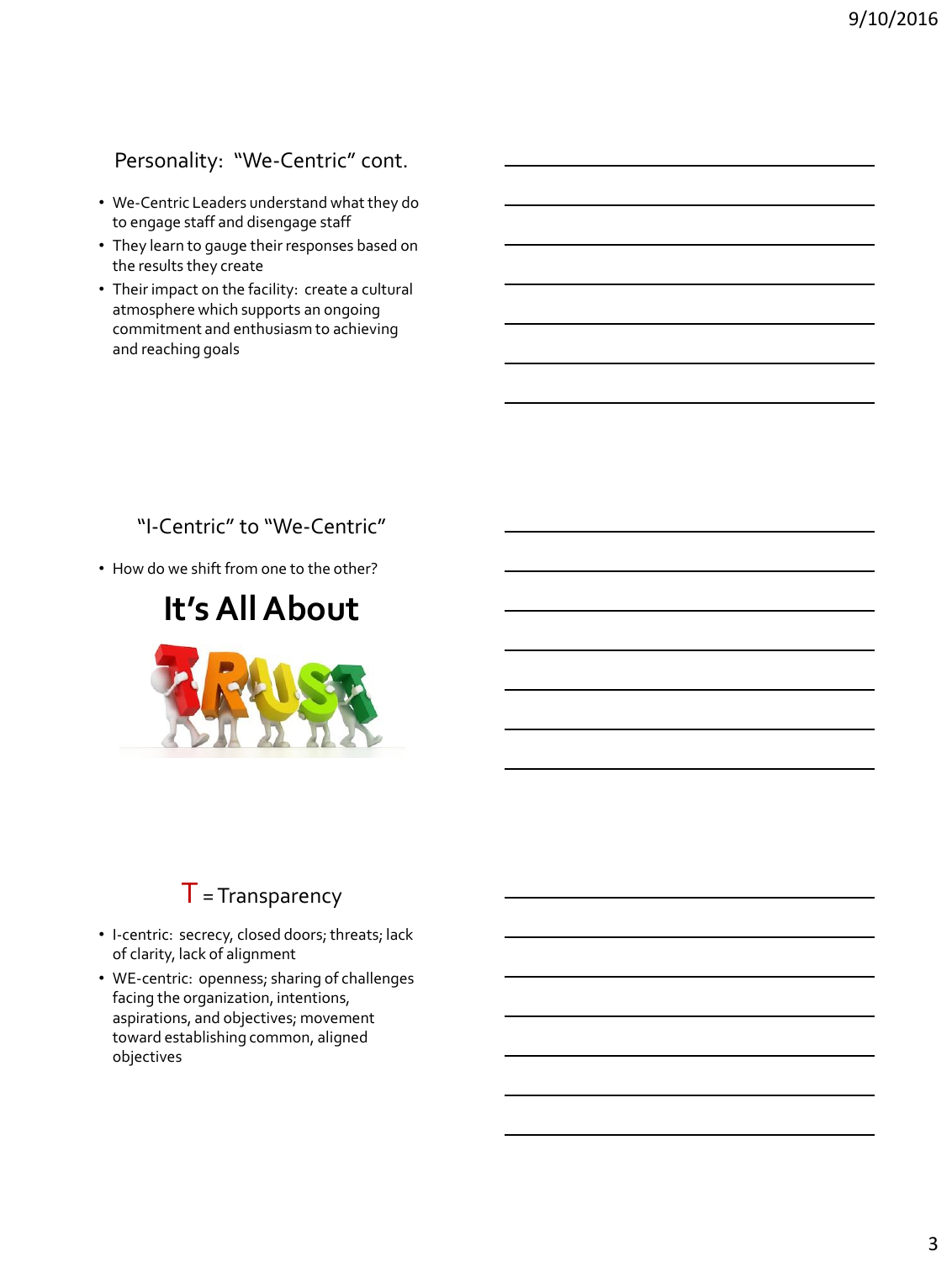## Personality: "We-Centric" cont.

- We-Centric Leaders understand what they do to engage staff and disengage staff
- They learn to gauge their responses based on the results they create
- Their impact on the facility: create a cultural atmosphere which supports an ongoing commitment and enthusiasm to achieving and reaching goals

## "I-Centric" to "We-Centric"

- How do we shift from one to the other?

# It's All About

## T = Transparency

- I-centric: secrecy, closed doors; threats; lack of clarity, lack of alignment
- WE-centric: openness; sharing of challenges facing the organization, intentions, aspirations, and objectives; movement toward establishing common, aligned objectives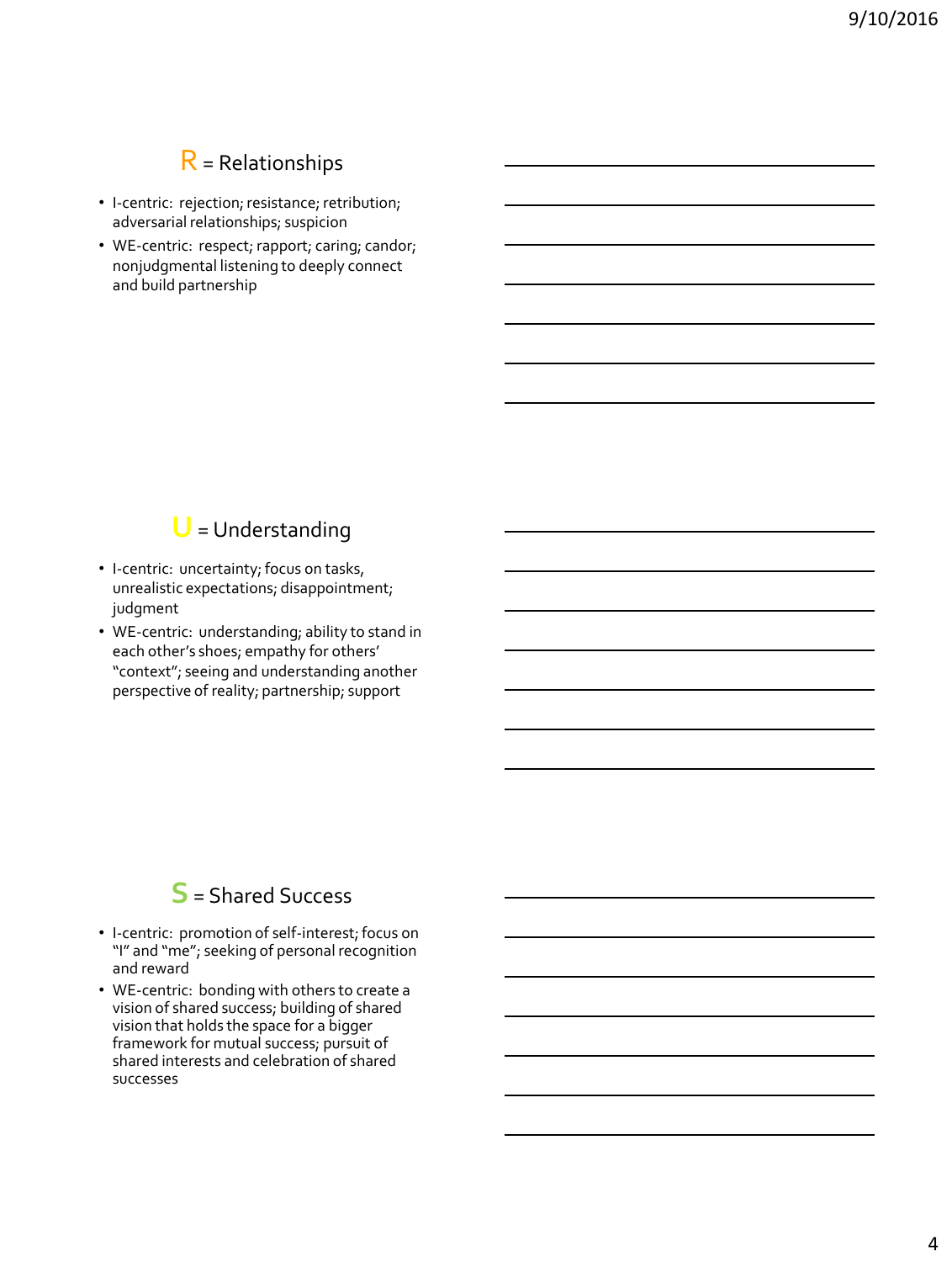## R = Relationships

- I-centric: rejection; resistance; retribution; adversarial relationships; suspicion
- WE-centric: respect; rapport; caring; candor; nonjudgmental listening to deeply connect and build partnership

## U = Understanding

- I-centric: uncertainty; focus on tasks, unrealistic expectations; disappointment; judgment
- WE-centric: understanding; ability to stand in each other's shoes; empathy for others' "context"; seeing and understanding another perspective of reality; partnership; support

## S = Shared Success

- I-centric: promotion of self-interest; focus on "I" and "me"; seeking of personal recognition and reward
- WE-centric: bonding with others to create a vision of shared success; building of shared vision that holds the space for a bigger framework for mutual success; pursuit of shared interests and celebration of shared successes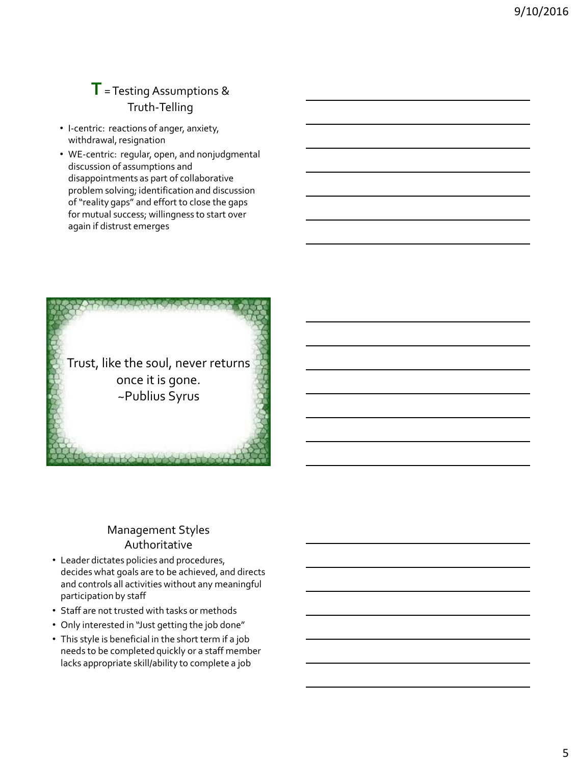## T = Testing Assumptions & Truth-Telling

- I-centric: reactions of anger, anxiety, withdrawal, resignation
- WE-centric: regular, open, and nonjudgmental discussion of assumptions and disappointments as part of collaborative problem solving; identification and discussion of "reality gaps" and effort to close the gaps for mutual success; willingness to start over again if distrust emerges

Trust, like the soul, never returns once it is gone.
~Publius Syrus

## Management Styles Authoritative

- Leader dictates policies and procedures, decides what goals are to be achieved, and directs and controls all activities without any meaningful participation by staff
- Staff are not trusted with tasks or methods
- Only interested in "Just getting the job done"
- This style is beneficial in the short term if a job needs to be completed quickly or a staff member lacks appropriate skill/ability to complete a job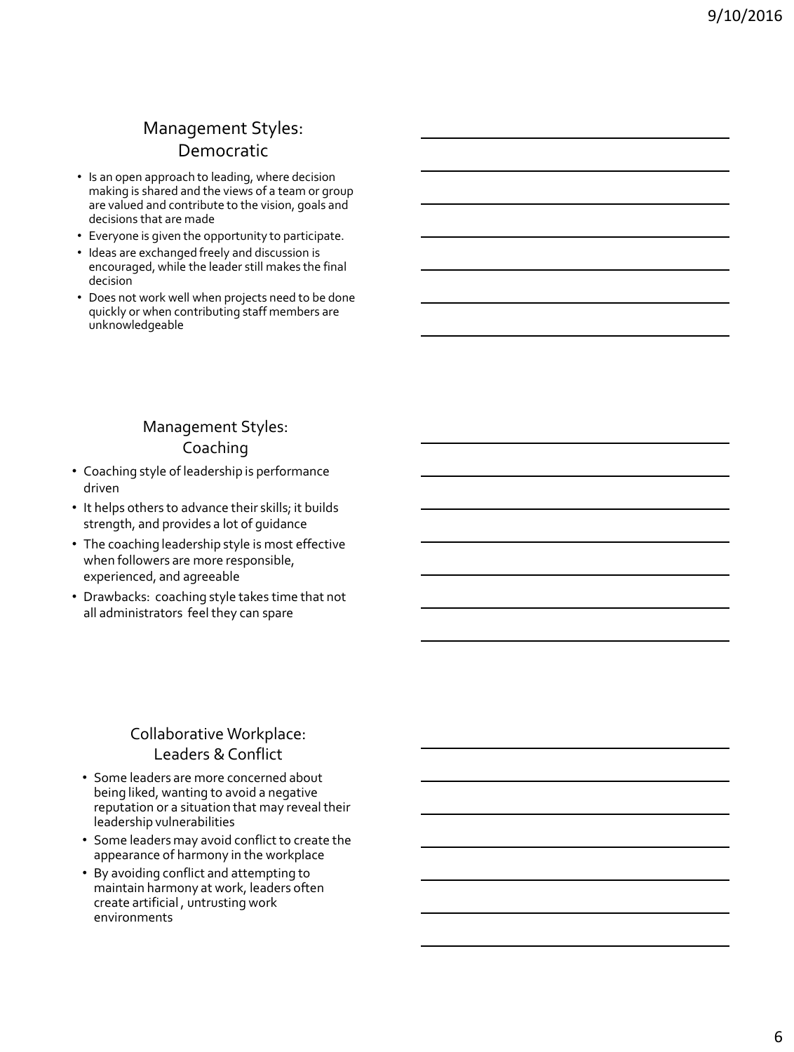## Management Styles: Democratic

- Is an open approach to leading, where decision making is shared and the views of a team or group are valued and contribute to the vision, goals and decisions that are made
- Everyone is given the opportunity to participate.
- Ideas are exchanged freely and discussion is encouraged, while the leader still makes the final decision
- Does not work well when projects need to be done quickly or when contributing staff members are unknowledgeable

## Management Styles: Coaching

- Coaching style of leadership is performance driven
- It helps others to advance their skills; it builds strength, and provides a lot of guidance
- The coaching leadership style is most effective when followers are more responsible, experienced, and agreeable
- Drawbacks: coaching style takes time that not all administrators feel they can spare

## Collaborative Workplace: Leaders & Conflict

- Some leaders are more concerned about being liked, wanting to avoid a negative reputation or a situation that may reveal their leadership vulnerabilities
- Some leaders may avoid conflict to create the appearance of harmony in the workplace
- By avoiding conflict and attempting to maintain harmony at work, leaders often create artificial , untrusting work environments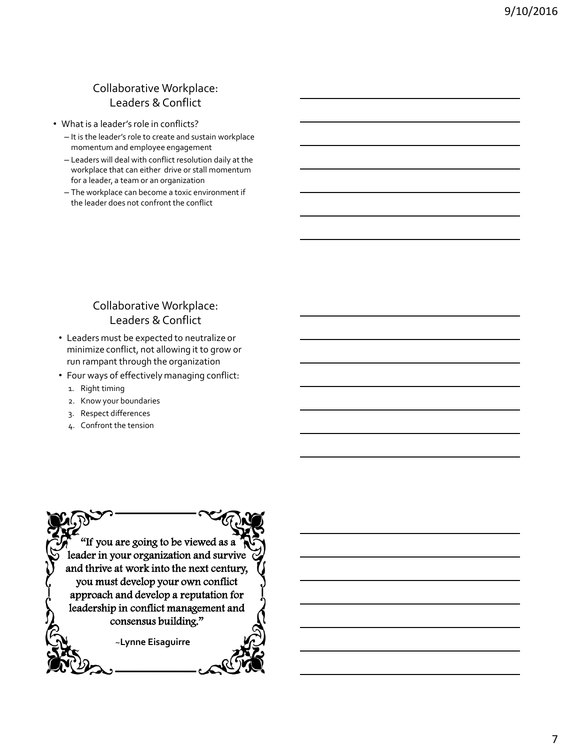## Collaborative Workplace: Leaders & Conflict

- What is a leader's role in conflicts?
  - It is the leader's role to create and sustain workplace momentum and employee engagement
  - Leaders will deal with conflict resolution daily at the workplace that can either drive or stall momentum for a leader, a team or an organization
  - The workplace can become a toxic environment if the leader does not confront the conflict

## Collaborative Workplace: Leaders & Conflict

- Leaders must be expected to neutralize or minimize conflict, not allowing it to grow or run rampant through the organization
- Four ways of effectively managing conflict:
  1. Right timing
  2. Know your boundaries
  3. Respect differences
  4. Confront the tension

"If you are going to be viewed as a leader in your organization and survive and thrive at work into the next century, you must develop your own conflict approach and develop a reputation for leadership in conflict management and consensus building."

~**Lynne Eisaguirre**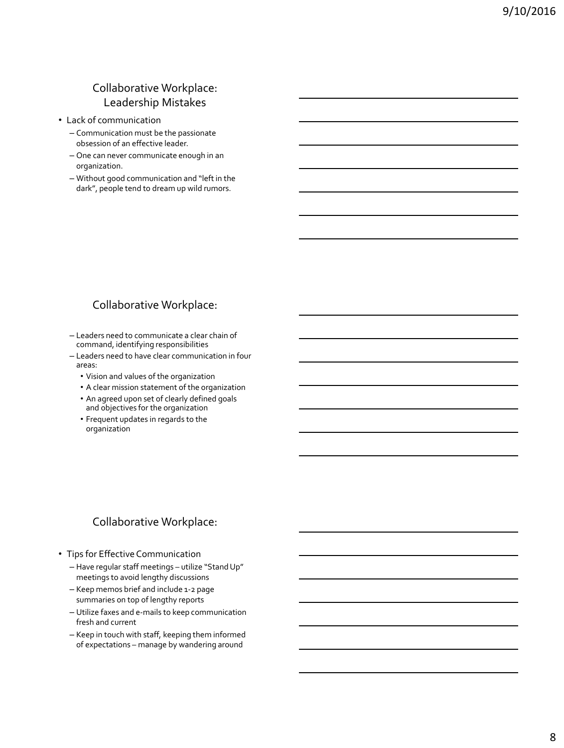## Collaborative Workplace: Leadership Mistakes

- Lack of communication
  - Communication must be the passionate obsession of an effective leader.
  - One can never communicate enough in an organization.
  - Without good communication and "left in the dark", people tend to dream up wild rumors.

## Collaborative Workplace:

- Leaders need to communicate a clear chain of command, identifying responsibilities
- Leaders need to have clear communication in four areas:
  - Vision and values of the organization
  - A clear mission statement of the organization
  - An agreed upon set of clearly defined goals and objectives for the organization
  - Frequent updates in regards to the organization

## Collaborative Workplace:

- Tips for Effective Communication
  - Have regular staff meetings – utilize "Stand Up" meetings to avoid lengthy discussions
  - Keep memos brief and include 1-2 page summaries on top of lengthy reports
  - Utilize faxes and e-mails to keep communication fresh and current
  - Keep in touch with staff, keeping them informed of expectations – manage by wandering around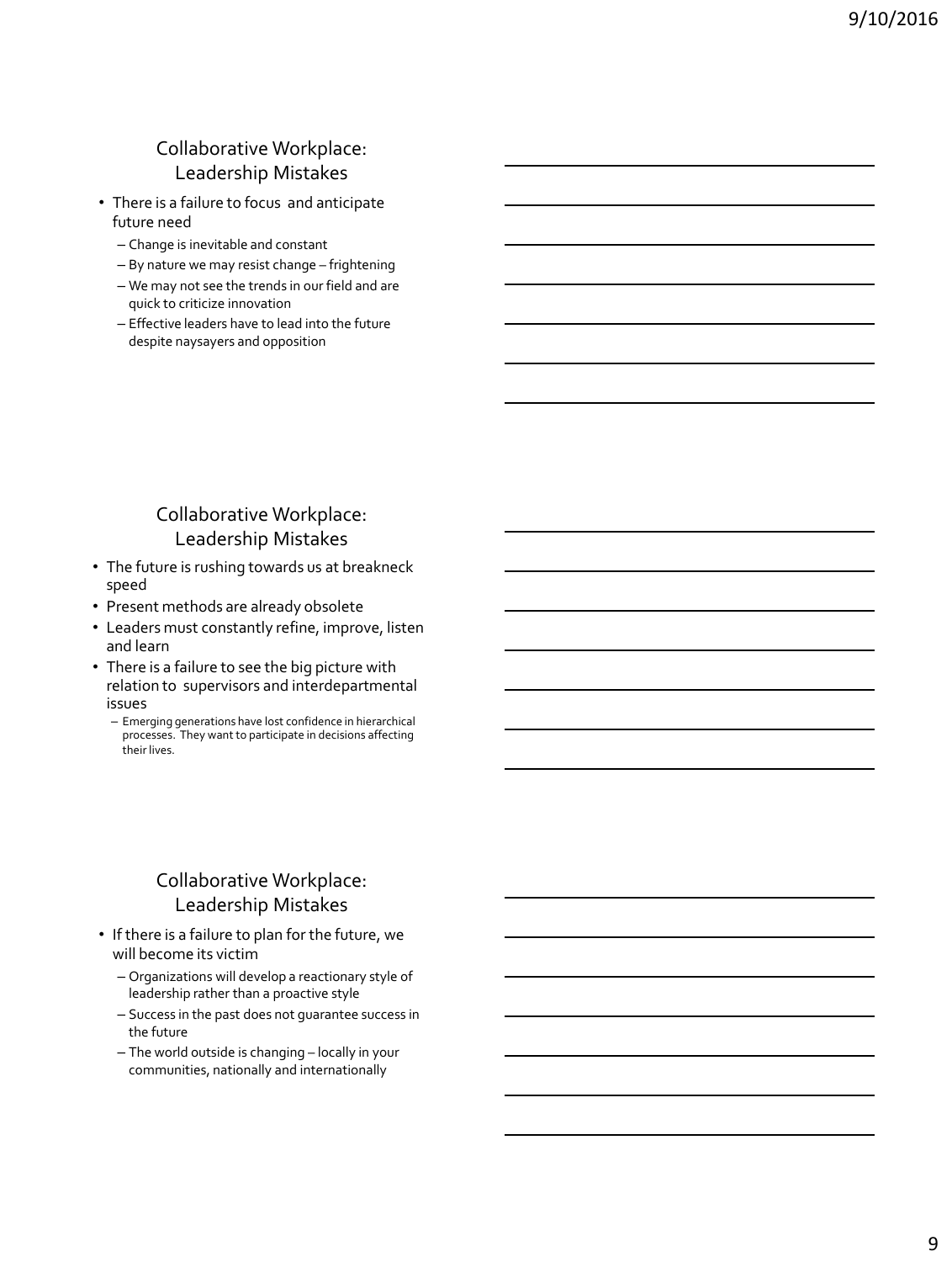## Collaborative Workplace: Leadership Mistakes

- There is a failure to focus and anticipate future need
  - Change is inevitable and constant
  - By nature we may resist change – frightening
  - We may not see the trends in our field and are quick to criticize innovation
  - Effective leaders have to lead into the future despite naysayers and opposition

## Collaborative Workplace: Leadership Mistakes

- The future is rushing towards us at breakneck speed
- Present methods are already obsolete
- Leaders must constantly refine, improve, listen and learn
- There is a failure to see the big picture with relation to supervisors and interdepartmental issues
  - Emerging generations have lost confidence in hierarchical processes. They want to participate in decisions affecting their lives.

## Collaborative Workplace: Leadership Mistakes

- If there is a failure to plan for the future, we will become its victim
  - Organizations will develop a reactionary style of leadership rather than a proactive style
  - Success in the past does not guarantee success in the future
  - The world outside is changing – locally in your communities, nationally and internationally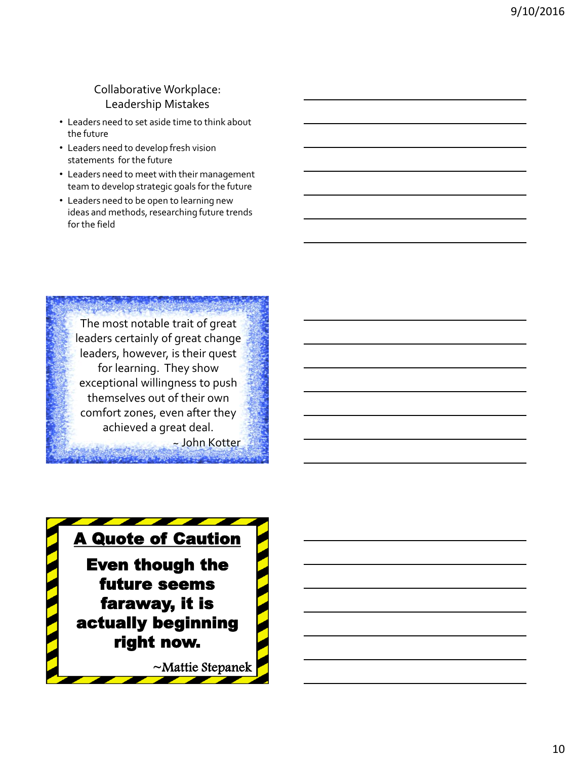## Collaborative Workplace: Leadership Mistakes

- Leaders need to set aside time to think about the future
- Leaders need to develop fresh vision statements for the future
- Leaders need to meet with their management team to develop strategic goals for the future
- Leaders need to be open to learning new ideas and methods, researching future trends for the field

The most notable trait of great leaders certainly of great change leaders, however, is their quest for learning. They show exceptional willingness to push themselves out of their own comfort zones, even after they achieved a great deal.

~ John Kotter

**A Quote of Caution**

**Even though the future seems faraway, it is actually beginning right now.**

~Mattie Stepanek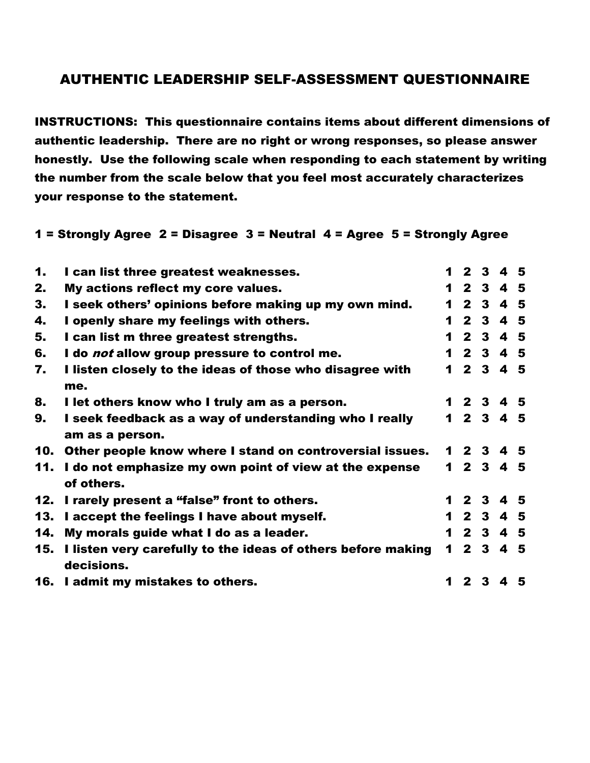# AUTHENTIC LEADERSHIP SELF-ASSESSMENT QUESTIONNAIRE

**INSTRUCTIONS: This questionnaire contains items about different dimensions of authentic leadership. There are no right or wrong responses, so please answer honestly. Use the following scale when responding to each statement by writing the number from the scale below that you feel most accurately characterizes your response to the statement.**

**1 = Strongly Agree 2 = Disagree 3 = Neutral 4 = Agree 5 = Strongly Agree**

| | | |
|---|---|---|
| 1. | I can list three greatest weaknesses. | 1 2 3 4 5 |
| 2. | My actions reflect my core values. | 1 2 3 4 5 |
| 3. | I seek others' opinions before making up my own mind. | 1 2 3 4 5 |
| 4. | I openly share my feelings with others. | 1 2 3 4 5 |
| 5. | I can list m three greatest strengths. | 1 2 3 4 5 |
| 6. | I do *not* allow group pressure to control me. | 1 2 3 4 5 |
| 7. | I listen closely to the ideas of those who disagree with me. | 1 2 3 4 5 |
| 8. | I let others know who I truly am as a person. | 1 2 3 4 5 |
| 9. | I seek feedback as a way of understanding who I really am as a person. | 1 2 3 4 5 |
| 10. | Other people know where I stand on controversial issues. | 1 2 3 4 5 |
| 11. | I do not emphasize my own point of view at the expense of others. | 1 2 3 4 5 |
| 12. | I rarely present a "false" front to others. | 1 2 3 4 5 |
| 13. | I accept the feelings I have about myself. | 1 2 3 4 5 |
| 14. | My morals guide what I do as a leader. | 1 2 3 4 5 |
| 15. | I listen very carefully to the ideas of others before making decisions. | 1 2 3 4 5 |
| 16. | I admit my mistakes to others. | 1 2 3 4 5 |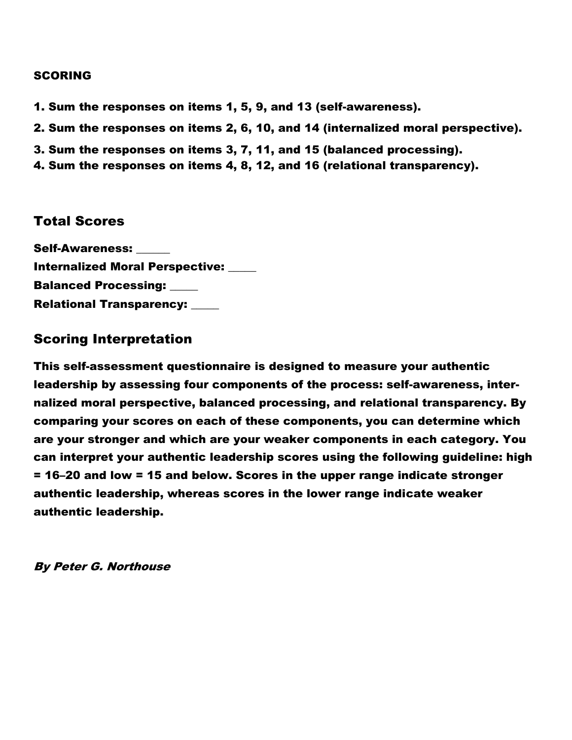**SCORING**

1. Sum the responses on items 1, 5, 9, and 13 (self-awareness).
2. Sum the responses on items 2, 6, 10, and 14 (internalized moral perspective).
3. Sum the responses on items 3, 7, 11, and 15 (balanced processing).
4. Sum the responses on items 4, 8, 12, and 16 (relational transparency).

## Total Scores

**Self-Awareness: ______**
**Internalized Moral Perspective: _____**
**Balanced Processing: _____**
**Relational Transparency: _____**

## Scoring Interpretation

**This self-assessment questionnaire is designed to measure your authentic leadership by assessing four components of the process: self-awareness, internalized moral perspective, balanced processing, and relational transparency. By comparing your scores on each of these components, you can determine which are your stronger and which are your weaker components in each category. You can interpret your authentic leadership scores using the following guideline: high = 16–20 and low = 15 and below. Scores in the upper range indicate stronger authentic leadership, whereas scores in the lower range indicate weaker authentic leadership.**

***By Peter G. Northouse***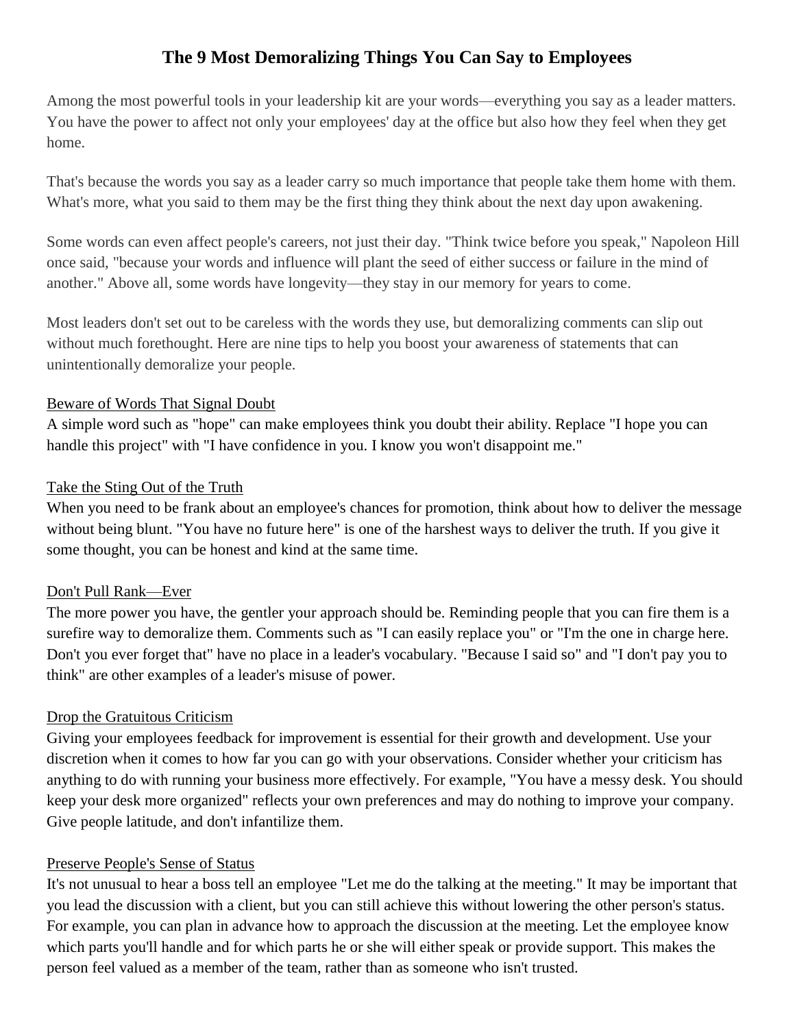# The 9 Most Demoralizing Things You Can Say to Employees

Among the most powerful tools in your leadership kit are your words—everything you say as a leader matters. You have the power to affect not only your employees' day at the office but also how they feel when they get home.

That's because the words you say as a leader carry so much importance that people take them home with them. What's more, what you said to them may be the first thing they think about the next day upon awakening.

Some words can even affect people's careers, not just their day. "Think twice before you speak," Napoleon Hill once said, "because your words and influence will plant the seed of either success or failure in the mind of another." Above all, some words have longevity—they stay in our memory for years to come.

Most leaders don't set out to be careless with the words they use, but demoralizing comments can slip out without much forethought. Here are nine tips to help you boost your awareness of statements that can unintentionally demoralize your people.

## Beware of Words That Signal Doubt

A simple word such as "hope" can make employees think you doubt their ability. Replace "I hope you can handle this project" with "I have confidence in you. I know you won't disappoint me."

## Take the Sting Out of the Truth

When you need to be frank about an employee's chances for promotion, think about how to deliver the message without being blunt. "You have no future here" is one of the harshest ways to deliver the truth. If you give it some thought, you can be honest and kind at the same time.

## Don't Pull Rank—Ever

The more power you have, the gentler your approach should be. Reminding people that you can fire them is a surefire way to demoralize them. Comments such as "I can easily replace you" or "I'm the one in charge here. Don't you ever forget that" have no place in a leader's vocabulary. "Because I said so" and "I don't pay you to think" are other examples of a leader's misuse of power.

## Drop the Gratuitous Criticism

Giving your employees feedback for improvement is essential for their growth and development. Use your discretion when it comes to how far you can go with your observations. Consider whether your criticism has anything to do with running your business more effectively. For example, "You have a messy desk. You should keep your desk more organized" reflects your own preferences and may do nothing to improve your company. Give people latitude, and don't infantilize them.

## Preserve People's Sense of Status

It's not unusual to hear a boss tell an employee "Let me do the talking at the meeting." It may be important that you lead the discussion with a client, but you can still achieve this without lowering the other person's status. For example, you can plan in advance how to approach the discussion at the meeting. Let the employee know which parts you'll handle and for which parts he or she will either speak or provide support. This makes the person feel valued as a member of the team, rather than as someone who isn't trusted.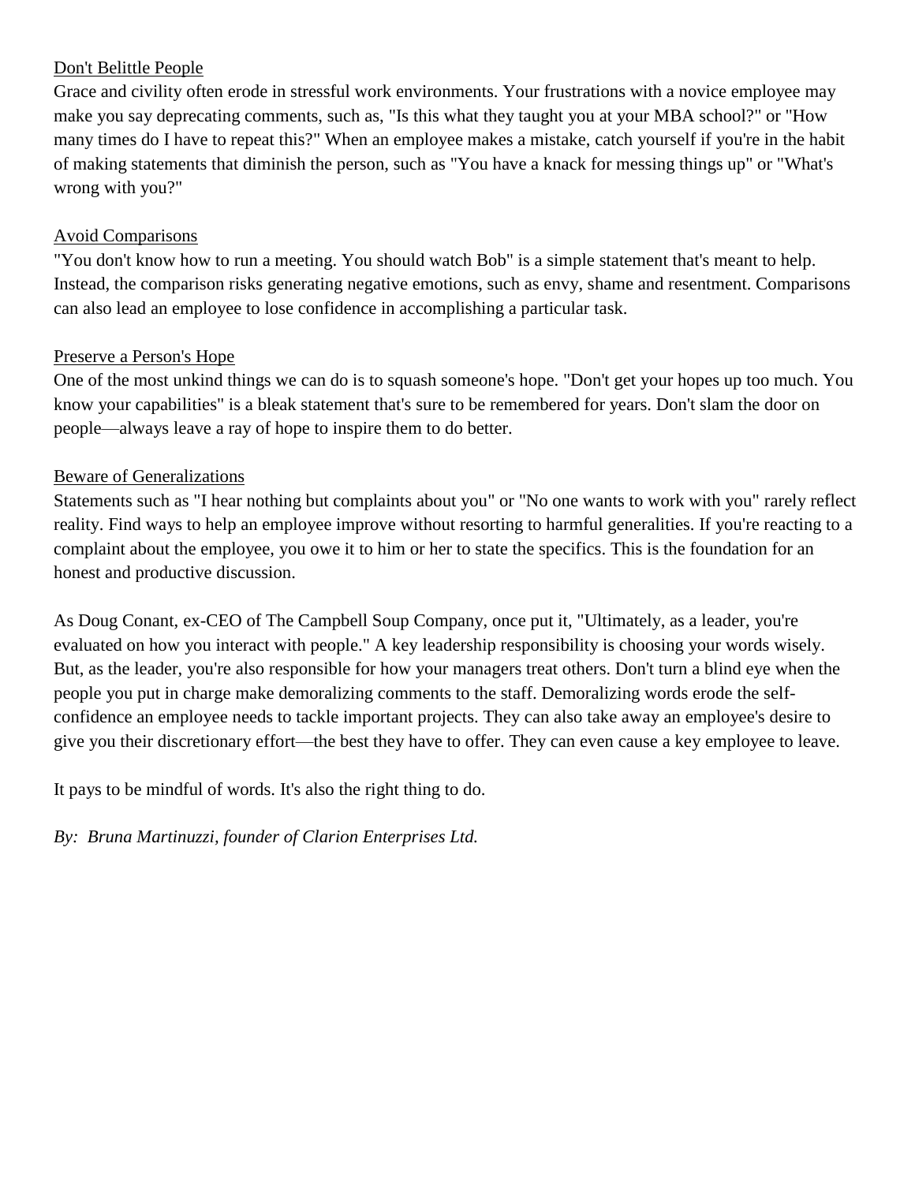### Don't Belittle People

Grace and civility often erode in stressful work environments. Your frustrations with a novice employee may make you say deprecating comments, such as, "Is this what they taught you at your MBA school?" or "How many times do I have to repeat this?" When an employee makes a mistake, catch yourself if you're in the habit of making statements that diminish the person, such as "You have a knack for messing things up" or "What's wrong with you?"

### Avoid Comparisons

"You don't know how to run a meeting. You should watch Bob" is a simple statement that's meant to help. Instead, the comparison risks generating negative emotions, such as envy, shame and resentment. Comparisons can also lead an employee to lose confidence in accomplishing a particular task.

### Preserve a Person's Hope

One of the most unkind things we can do is to squash someone's hope. "Don't get your hopes up too much. You know your capabilities" is a bleak statement that's sure to be remembered for years. Don't slam the door on people—always leave a ray of hope to inspire them to do better.

### Beware of Generalizations

Statements such as "I hear nothing but complaints about you" or "No one wants to work with you" rarely reflect reality. Find ways to help an employee improve without resorting to harmful generalities. If you're reacting to a complaint about the employee, you owe it to him or her to state the specifics. This is the foundation for an honest and productive discussion.

As Doug Conant, ex-CEO of The Campbell Soup Company, once put it, "Ultimately, as a leader, you're evaluated on how you interact with people." A key leadership responsibility is choosing your words wisely. But, as the leader, you're also responsible for how your managers treat others. Don't turn a blind eye when the people you put in charge make demoralizing comments to the staff. Demoralizing words erode the self-confidence an employee needs to tackle important projects. They can also take away an employee's desire to give you their discretionary effort—the best they have to offer. They can even cause a key employee to leave.

It pays to be mindful of words. It's also the right thing to do.

*By: Bruna Martinuzzi, founder of Clarion Enterprises Ltd.*